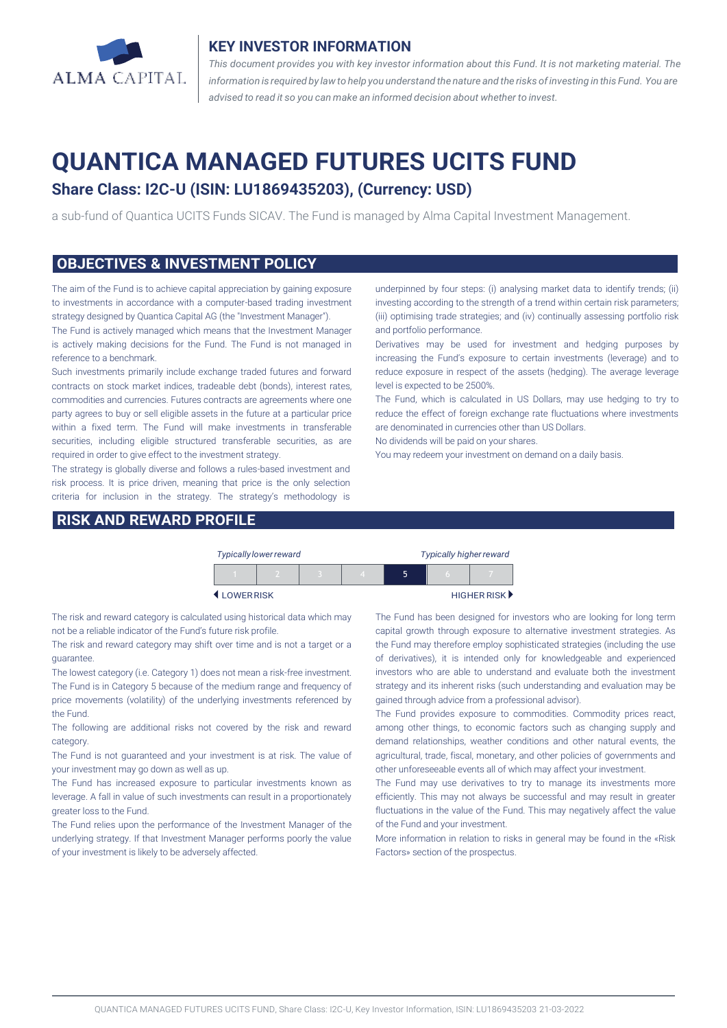## KEY INVESTOR INFORMATION

*This document provides you with key investor information about this Fund. It is not marketing material. The information is required by law to help you understand the nature and the risks of investing in this Fund. You are advised to read it so you can make an informed decision about whether to invest.*

# QUANTICA MANAGED FUTURES UCITS FUND

## Share Class: I2C-U (ISIN: LU1869435203), (Currency: USD)

a sub-fund of Quantica UCITS Funds SICAV. The Fund is managed by Alma Capital Investment Management.

## OBJECTIVES & INVESTMENT POLICY

The aim of the Fund is to achieve capital appreciation by gaining exposure to investments in accordance with a computer-based trading investment strategy designed by Quantica Capital AG (the "Investment Manager").

The Fund is actively managed which means that the Investment Manager is actively making decisions for the Fund. The Fund is not managed in reference to a benchmark.

Such investments primarily include exchange traded futures and forward contracts on stock market indices, tradeable debt (bonds), interest rates, commodities and currencies. Futures contracts are agreements where one party agrees to buy or sell eligible assets in the future at a particular price within a fixed term. The Fund will make investments in transferable securities, including eligible structured transferable securities, as are required in order to give effect to the investment strategy.

The strategy is globally diverse and follows a rules-based investment and risk process. It is price driven, meaning that price is the only selection criteria for inclusion in the strategy. The strategy's methodology is underpinned by four steps: (i) analysing market data to identify trends; (ii) investing according to the strength of a trend within certain risk parameters; (iii) optimising trade strategies; and (iv) continually assessing portfolio risk and portfolio performance.

Derivatives may be used for investment and hedging purposes by increasing the Fund's exposure to certain investments (leverage) and to reduce exposure in respect of the assets (hedging). The average leverage level is expected to be 2500%.

The Fund, which is calculated in US Dollars, may use hedging to try to reduce the effect of foreign exchange rate fluctuations where investments are denominated in currencies other than US Dollars.

No dividends will be paid on your shares.

You may redeem your investment on demand on a daily basis.

## RISK AND REWARD PROFILE

| *Typically lower reward* | | | | | | *Typically higher reward* |
|---|---|---|---|---|---|---|
| 1 | 2 | 3 | 4 | **5** | 6 | 7 |
| ◀ LOWER RISK | | | | | | HIGHER RISK ▶ |

The risk and reward category is calculated using historical data which may not be a reliable indicator of the Fund's future risk profile.

The risk and reward category may shift over time and is not a target or a guarantee.

The lowest category (i.e. Category 1) does not mean a risk-free investment.

The Fund is in Category 5 because of the medium range and frequency of price movements (volatility) of the underlying investments referenced by the Fund.

The following are additional risks not covered by the risk and reward category.

The Fund is not guaranteed and your investment is at risk. The value of your investment may go down as well as up.

The Fund has increased exposure to particular investments known as leverage. A fall in value of such investments can result in a proportionately greater loss to the Fund.

The Fund relies upon the performance of the Investment Manager of the underlying strategy. If that Investment Manager performs poorly the value of your investment is likely to be adversely affected.

The Fund has been designed for investors who are looking for long term capital growth through exposure to alternative investment strategies. As the Fund may therefore employ sophisticated strategies (including the use of derivatives), it is intended only for knowledgeable and experienced investors who are able to understand and evaluate both the investment strategy and its inherent risks (such understanding and evaluation may be gained through advice from a professional advisor).

The Fund provides exposure to commodities. Commodity prices react, among other things, to economic factors such as changing supply and demand relationships, weather conditions and other natural events, the agricultural, trade, fiscal, monetary, and other policies of governments and other unforeseeable events all of which may affect your investment.

The Fund may use derivatives to try to manage its investments more efficiently. This may not always be successful and may result in greater fluctuations in the value of the Fund. This may negatively affect the value of the Fund and your investment.

More information in relation to risks in general may be found in the «Risk Factors» section of the prospectus.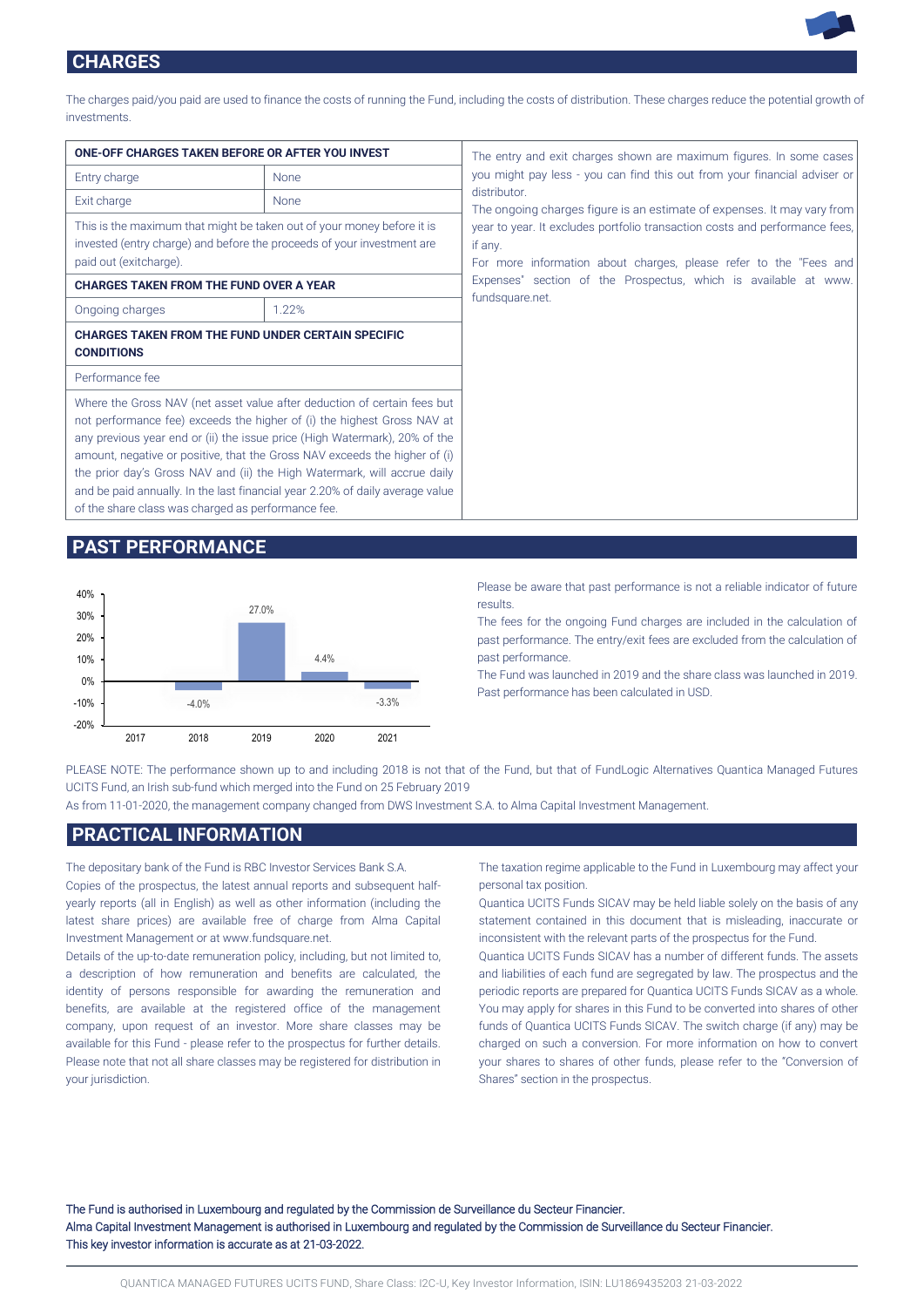## CHARGES

The charges paid/you paid are used to finance the costs of running the Fund, including the costs of distribution. These charges reduce the potential growth of investments.

| ONE-OFF CHARGES TAKEN BEFORE OR AFTER YOU INVEST | |
|---|---|
| Entry charge | None |
| Exit charge | None |
| This is the maximum that might be taken out of your money before it is invested (entry charge) and before the proceeds of your investment are paid out (exitcharge). | |
| **CHARGES TAKEN FROM THE FUND OVER A YEAR** | |
| Ongoing charges | 1.22% |
| **CHARGES TAKEN FROM THE FUND UNDER CERTAIN SPECIFIC CONDITIONS** | |
| Performance fee | |
| Where the Gross NAV (net asset value after deduction of certain fees but not performance fee) exceeds the higher of (i) the highest Gross NAV at any previous year end or (ii) the issue price (High Watermark), 20% of the amount, negative or positive, that the Gross NAV exceeds the higher of (i) the prior day's Gross NAV and (ii) the High Watermark, will accrue daily and be paid annually. In the last financial year 2.20% of daily average value of the share class was charged as performance fee. | |

The entry and exit charges shown are maximum figures. In some cases you might pay less - you can find this out from your financial adviser or distributor.

The ongoing charges figure is an estimate of expenses. It may vary from year to year. It excludes portfolio transaction costs and performance fees, if any.

For more information about charges, please refer to the "Fees and Expenses" section of the Prospectus, which is available at www.fundsquare.net.

## PAST PERFORMANCE

40%
30%
20%
10%
0%
-10%
-20%

2017 2018 2019 2020 2021

-4.0%
27.0%
4.4%
-3.3%

Please be aware that past performance is not a reliable indicator of future results.

The fees for the ongoing Fund charges are included in the calculation of past performance. The entry/exit fees are excluded from the calculation of past performance.

The Fund was launched in 2019 and the share class was launched in 2019. Past performance has been calculated in USD.

PLEASE NOTE: The performance shown up to and including 2018 is not that of the Fund, but that of FundLogic Alternatives Quantica Managed Futures UCITS Fund, an Irish sub-fund which merged into the Fund on 25 February 2019

As from 11-01-2020, the management company changed from DWS Investment S.A. to Alma Capital Investment Management.

## PRACTICAL INFORMATION

The depositary bank of the Fund is RBC Investor Services Bank S.A.

Copies of the prospectus, the latest annual reports and subsequent half-yearly reports (all in English) as well as other information (including the latest share prices) are available free of charge from Alma Capital Investment Management or at www.fundsquare.net.

Details of the up-to-date remuneration policy, including, but not limited to, a description of how remuneration and benefits are calculated, the identity of persons responsible for awarding the remuneration and benefits, are available at the registered office of the management company, upon request of an investor. More share classes may be available for this Fund - please refer to the prospectus for further details. Please note that not all share classes may be registered for distribution in your jurisdiction.

The taxation regime applicable to the Fund in Luxembourg may affect your personal tax position.

Quantica UCITS Funds SICAV may be held liable solely on the basis of any statement contained in this document that is misleading, inaccurate or inconsistent with the relevant parts of the prospectus for the Fund.

Quantica UCITS Funds SICAV has a number of different funds. The assets and liabilities of each fund are segregated by law. The prospectus and the periodic reports are prepared for Quantica UCITS Funds SICAV as a whole. You may apply for shares in this Fund to be converted into shares of other funds of Quantica UCITS Funds SICAV. The switch charge (if any) may be charged on such a conversion. For more information on how to convert your shares to shares of other funds, please refer to the "Conversion of Shares" section in the prospectus.

The Fund is authorised in Luxembourg and regulated by the Commission de Surveillance du Secteur Financier.
Alma Capital Investment Management is authorised in Luxembourg and regulated by the Commission de Surveillance du Secteur Financier.
This key investor information is accurate as at 21-03-2022.